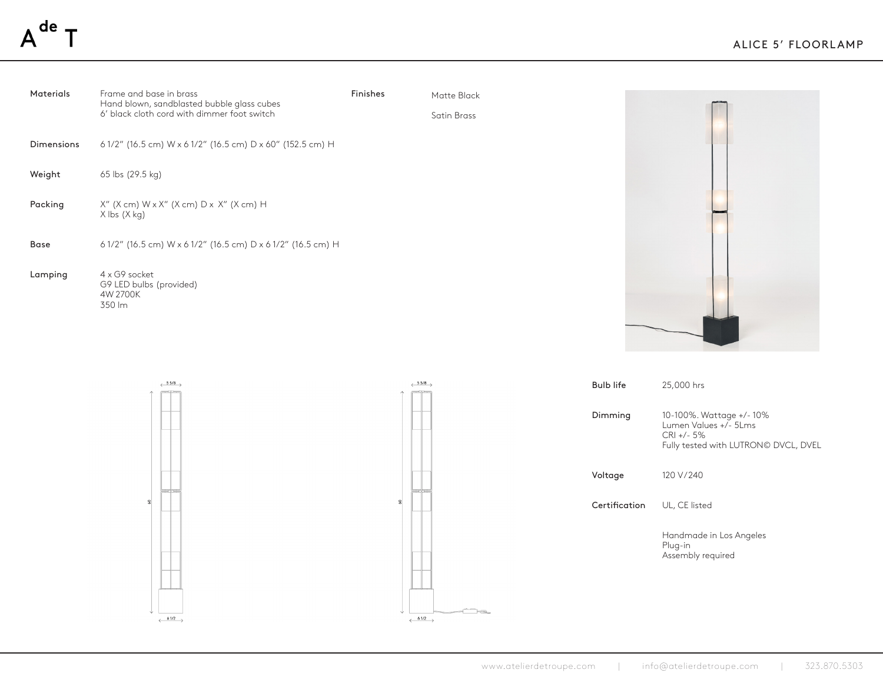# ALICE 5' FLOORLAMP

| | |
|---|---|
| **Materials** | Frame and base in brass<br>Hand blown, sandblasted bubble glass cubes<br>6' black cloth cord with dimmer foot switch |
| **Finishes** | Matte Black<br>Satin Brass |
| **Dimensions** | 6 1/2" (16.5 cm) W x 6 1/2" (16.5 cm) D x 60" (152.5 cm) H |
| **Weight** | 65 lbs (29.5 kg) |
| **Packing** | X" (X cm) W x X" (X cm) D x X" (X cm) H<br>X lbs (X kg) |
| **Base** | 6 1/2" (16.5 cm) W x 6 1/2" (16.5 cm) D x 6 1/2" (16.5 cm) H |
| **Lamping** | 4 x G9 socket<br>G9 LED bulbs (provided)<br>4W 2700K<br>350 lm |
| **Bulb life** | 25,000 hrs |
| **Dimming** | 10-100%. Wattage +/- 10%<br>Lumen Values +/- 5Lms<br>CRI +/- 5%<br>Fully tested with LUTRON© DVCL, DVEL |
| **Voltage** | 120 V/240 |
| **Certification** | UL, CE listed |

Handmade in Los Angeles
Plug-in
Assembly required

5 5/8

60

6 1/2

5 5/8

60

6 1/2

www.atelierdetroupe.com | info@atelierdetroupe.com | 323.870.5303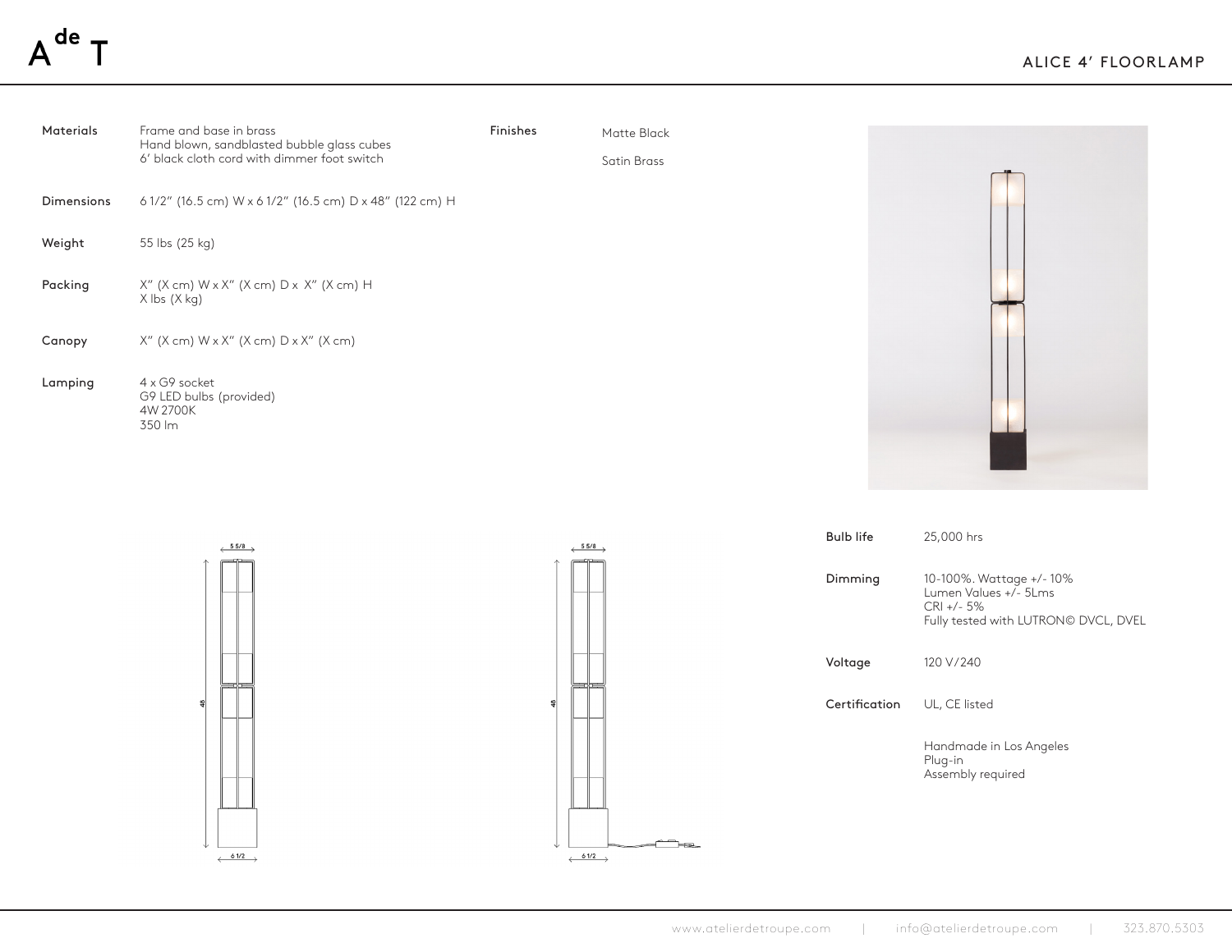# ALICE 4' FLOORLAMP

| | |
|---|---|
| Materials | Frame and base in brass<br>Hand blown, sandblasted bubble glass cubes<br>6' black cloth cord with dimmer foot switch |
| Finishes | Matte Black<br>Satin Brass |
| Dimensions | 6 1/2" (16.5 cm) W x 6 1/2" (16.5 cm) D x 48" (122 cm) H |
| Weight | 55 lbs (25 kg) |
| Packing | X" (X cm) W x X" (X cm) D x X" (X cm) H<br>X lbs (X kg) |
| Canopy | X" (X cm) W x X" (X cm) D x X" (X cm) |
| Lamping | 4 x G9 socket<br>G9 LED bulbs (provided)<br>4W 2700K<br>350 lm |
| Bulb life | 25,000 hrs |
| Dimming | 10-100%. Wattage +/- 10%<br>Lumen Values +/- 5Lms<br>CRI +/- 5%<br>Fully tested with LUTRON© DVCL, DVEL |
| Voltage | 120 V/240 |
| Certification | UL, CE listed |

Handmade in Los Angeles
Plug-in
Assembly required

5 5/8
48
6 1/2

5 5/8
48
6 1/2

www.atelierdetroupe.com | info@atelierdetroupe.com | 323.870.5303